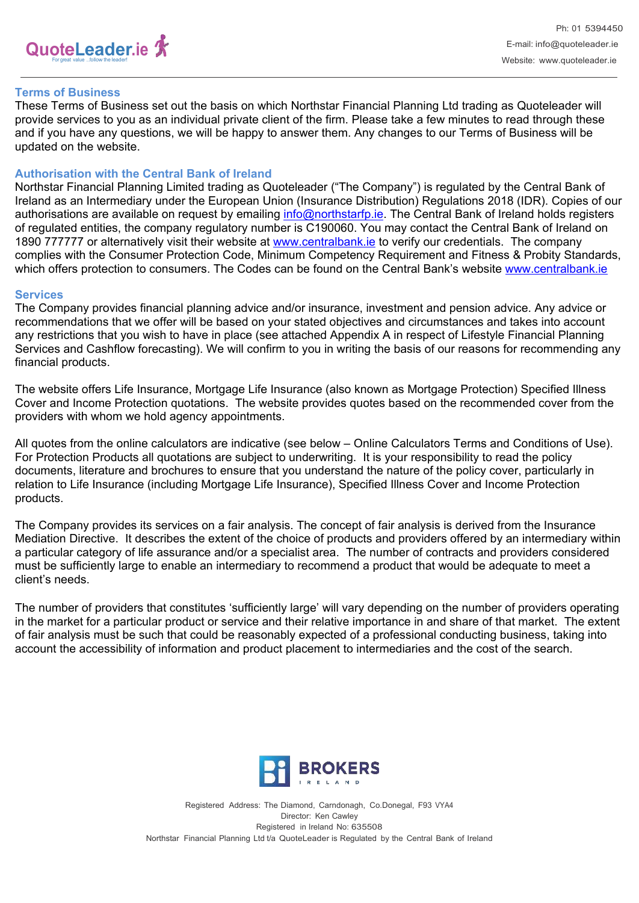## Terms of Business

These Terms of Business set out the basis on which Northstar Financial Planning Ltd trading as Quoteleader will provide services to you as an individual private client of the firm. Please take a few minutes to read through these and if you have any questions, we will be happy to answer them. Any changes to our Terms of Business will be updated on the website.

## Authorisation with the Central Bank of Ireland

Northstar Financial Planning Limited trading as Quoteleader ("The Company") is regulated by the Central Bank of Ireland as an Intermediary under the European Union (Insurance Distribution) Regulations 2018 (IDR). Copies of our authorisations are available on request by emailing info@northstarfp.ie. The Central Bank of Ireland holds registers of regulated entities, the company regulatory number is C190060. You may contact the Central Bank of Ireland on 1890 777777 or alternatively visit their website at www.centralbank.ie to verify our credentials. The company complies with the Consumer Protection Code, Minimum Competency Requirement and Fitness & Probity Standards, which offers protection to consumers. The Codes can be found on the Central Bank's website www.centralbank.ie

## Services

The Company provides financial planning advice and/or insurance, investment and pension advice. Any advice or recommendations that we offer will be based on your stated objectives and circumstances and takes into account any restrictions that you wish to have in place (see attached Appendix A in respect of Lifestyle Financial Planning Services and Cashflow forecasting). We will confirm to you in writing the basis of our reasons for recommending any financial products.

The website offers Life Insurance, Mortgage Life Insurance (also known as Mortgage Protection) Specified Illness Cover and Income Protection quotations. The website provides quotes based on the recommended cover from the providers with whom we hold agency appointments.

All quotes from the online calculators are indicative (see below – Online Calculators Terms and Conditions of Use). For Protection Products all quotations are subject to underwriting. It is your responsibility to read the policy documents, literature and brochures to ensure that you understand the nature of the policy cover, particularly in relation to Life Insurance (including Mortgage Life Insurance), Specified Illness Cover and Income Protection products.

The Company provides its services on a fair analysis. The concept of fair analysis is derived from the Insurance Mediation Directive. It describes the extent of the choice of products and providers offered by an intermediary within a particular category of life assurance and/or a specialist area. The number of contracts and providers considered must be sufficiently large to enable an intermediary to recommend a product that would be adequate to meet a client's needs.

The number of providers that constitutes 'sufficiently large' will vary depending on the number of providers operating in the market for a particular product or service and their relative importance in and share of that market. The extent of fair analysis must be such that could be reasonably expected of a professional conducting business, taking into account the accessibility of information and product placement to intermediaries and the cost of the search.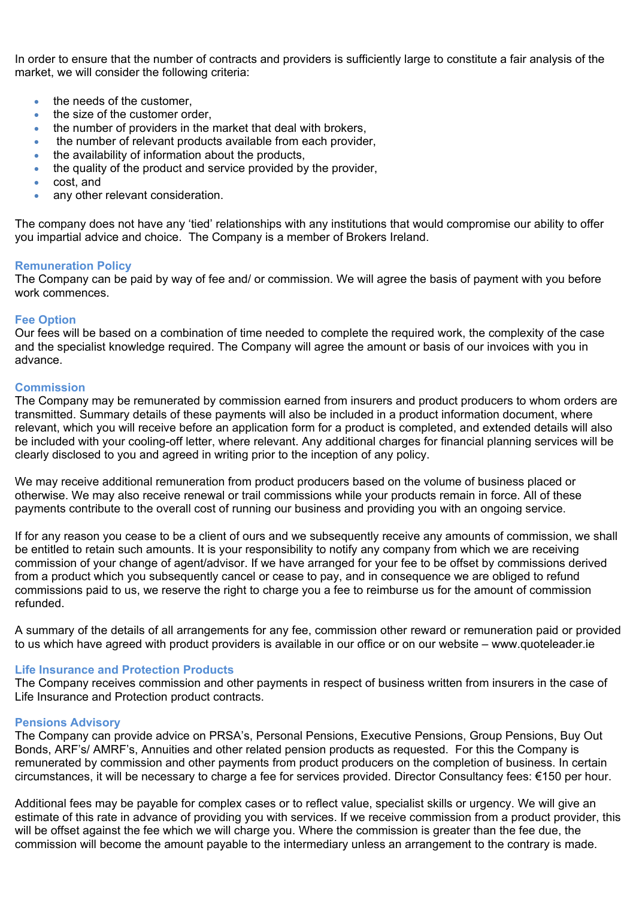In order to ensure that the number of contracts and providers is sufficiently large to constitute a fair analysis of the market, we will consider the following criteria:

- the needs of the customer,
- the size of the customer order,
- the number of providers in the market that deal with brokers,
- the number of relevant products available from each provider,
- the availability of information about the products,
- the quality of the product and service provided by the provider,
- cost, and
- any other relevant consideration.

The company does not have any 'tied' relationships with any institutions that would compromise our ability to offer you impartial advice and choice. The Company is a member of Brokers Ireland.

### Remuneration Policy

The Company can be paid by way of fee and/ or commission. We will agree the basis of payment with you before work commences.

### Fee Option

Our fees will be based on a combination of time needed to complete the required work, the complexity of the case and the specialist knowledge required. The Company will agree the amount or basis of our invoices with you in advance.

### Commission

The Company may be remunerated by commission earned from insurers and product producers to whom orders are transmitted. Summary details of these payments will also be included in a product information document, where relevant, which you will receive before an application form for a product is completed, and extended details will also be included with your cooling-off letter, where relevant. Any additional charges for financial planning services will be clearly disclosed to you and agreed in writing prior to the inception of any policy.

We may receive additional remuneration from product producers based on the volume of business placed or otherwise. We may also receive renewal or trail commissions while your products remain in force. All of these payments contribute to the overall cost of running our business and providing you with an ongoing service.

If for any reason you cease to be a client of ours and we subsequently receive any amounts of commission, we shall be entitled to retain such amounts. It is your responsibility to notify any company from which we are receiving commission of your change of agent/advisor. If we have arranged for your fee to be offset by commissions derived from a product which you subsequently cancel or cease to pay, and in consequence we are obliged to refund commissions paid to us, we reserve the right to charge you a fee to reimburse us for the amount of commission refunded.

A summary of the details of all arrangements for any fee, commission other reward or remuneration paid or provided to us which have agreed with product providers is available in our office or on our website – www.quoteleader.ie

### Life Insurance and Protection Products

The Company receives commission and other payments in respect of business written from insurers in the case of Life Insurance and Protection product contracts.

### Pensions Advisory

The Company can provide advice on PRSA's, Personal Pensions, Executive Pensions, Group Pensions, Buy Out Bonds, ARF's/ AMRF's, Annuities and other related pension products as requested. For this the Company is remunerated by commission and other payments from product producers on the completion of business. In certain circumstances, it will be necessary to charge a fee for services provided. Director Consultancy fees: €150 per hour.

Additional fees may be payable for complex cases or to reflect value, specialist skills or urgency. We will give an estimate of this rate in advance of providing you with services. If we receive commission from a product provider, this will be offset against the fee which we will charge you. Where the commission is greater than the fee due, the commission will become the amount payable to the intermediary unless an arrangement to the contrary is made.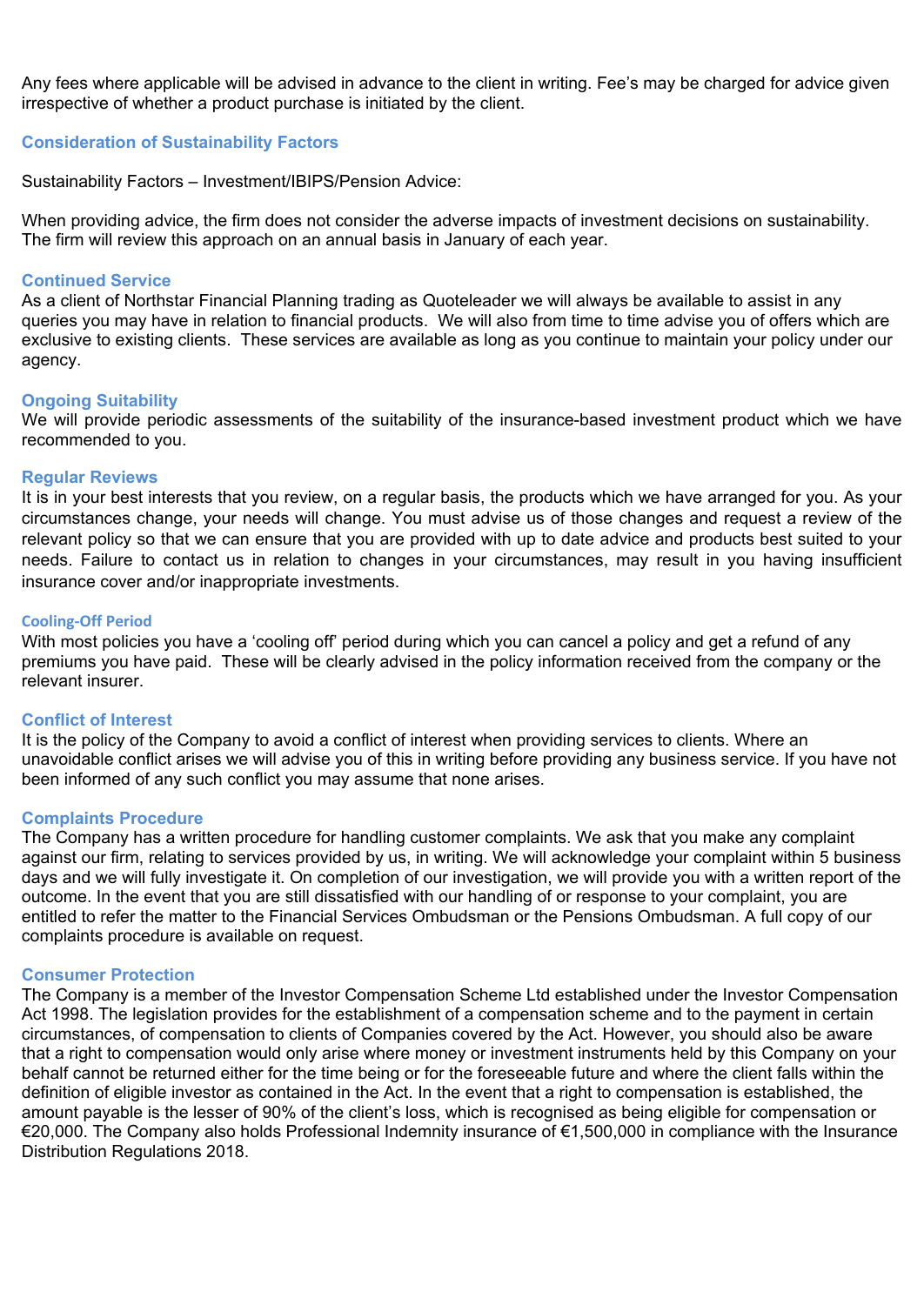Any fees where applicable will be advised in advance to the client in writing. Fee's may be charged for advice given irrespective of whether a product purchase is initiated by the client.

## Consideration of Sustainability Factors

Sustainability Factors – Investment/IBIPS/Pension Advice:

When providing advice, the firm does not consider the adverse impacts of investment decisions on sustainability. The firm will review this approach on an annual basis in January of each year.

## Continued Service

As a client of Northstar Financial Planning trading as Quoteleader we will always be available to assist in any queries you may have in relation to financial products. We will also from time to time advise you of offers which are exclusive to existing clients. These services are available as long as you continue to maintain your policy under our agency.

## Ongoing Suitability

We will provide periodic assessments of the suitability of the insurance-based investment product which we have recommended to you.

## Regular Reviews

It is in your best interests that you review, on a regular basis, the products which we have arranged for you. As your circumstances change, your needs will change. You must advise us of those changes and request a review of the relevant policy so that we can ensure that you are provided with up to date advice and products best suited to your needs. Failure to contact us in relation to changes in your circumstances, may result in you having insufficient insurance cover and/or inappropriate investments.

## Cooling-Off Period

With most policies you have a 'cooling off' period during which you can cancel a policy and get a refund of any premiums you have paid. These will be clearly advised in the policy information received from the company or the relevant insurer.

## Conflict of Interest

It is the policy of the Company to avoid a conflict of interest when providing services to clients. Where an unavoidable conflict arises we will advise you of this in writing before providing any business service. If you have not been informed of any such conflict you may assume that none arises.

## Complaints Procedure

The Company has a written procedure for handling customer complaints. We ask that you make any complaint against our firm, relating to services provided by us, in writing. We will acknowledge your complaint within 5 business days and we will fully investigate it. On completion of our investigation, we will provide you with a written report of the outcome. In the event that you are still dissatisfied with our handling of or response to your complaint, you are entitled to refer the matter to the Financial Services Ombudsman or the Pensions Ombudsman. A full copy of our complaints procedure is available on request.

## Consumer Protection

The Company is a member of the Investor Compensation Scheme Ltd established under the Investor Compensation Act 1998. The legislation provides for the establishment of a compensation scheme and to the payment in certain circumstances, of compensation to clients of Companies covered by the Act. However, you should also be aware that a right to compensation would only arise where money or investment instruments held by this Company on your behalf cannot be returned either for the time being or for the foreseeable future and where the client falls within the definition of eligible investor as contained in the Act. In the event that a right to compensation is established, the amount payable is the lesser of 90% of the client's loss, which is recognised as being eligible for compensation or €20,000. The Company also holds Professional Indemnity insurance of €1,500,000 in compliance with the Insurance Distribution Regulations 2018.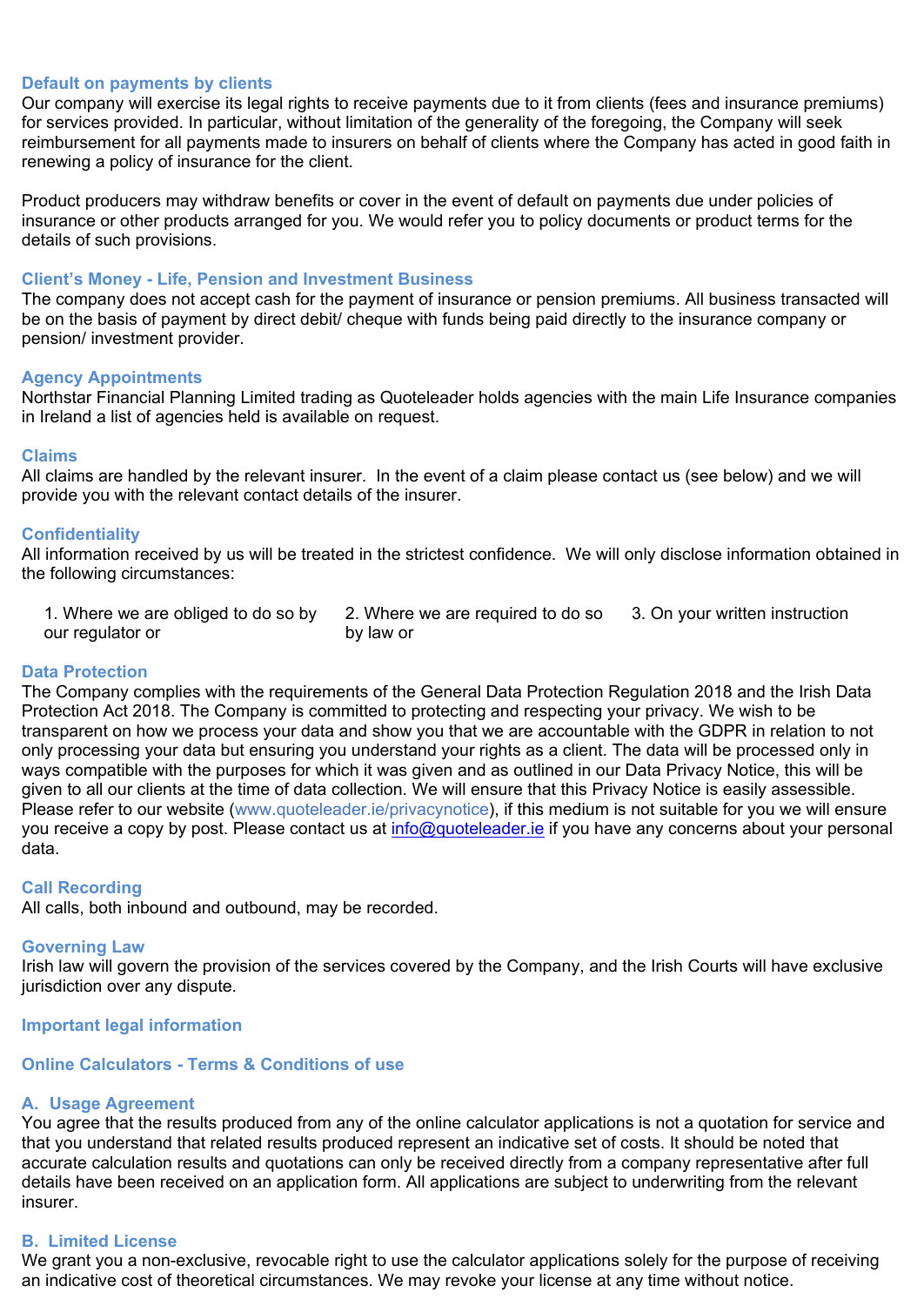### Default on payments by clients

Our company will exercise its legal rights to receive payments due to it from clients (fees and insurance premiums) for services provided. In particular, without limitation of the generality of the foregoing, the Company will seek reimbursement for all payments made to insurers on behalf of clients where the Company has acted in good faith in renewing a policy of insurance for the client.

Product producers may withdraw benefits or cover in the event of default on payments due under policies of insurance or other products arranged for you. We would refer you to policy documents or product terms for the details of such provisions.

### Client's Money - Life, Pension and Investment Business

The company does not accept cash for the payment of insurance or pension premiums. All business transacted will be on the basis of payment by direct debit/ cheque with funds being paid directly to the insurance company or pension/ investment provider.

### Agency Appointments

Northstar Financial Planning Limited trading as Quoteleader holds agencies with the main Life Insurance companies in Ireland a list of agencies held is available on request.

### Claims

All claims are handled by the relevant insurer. In the event of a claim please contact us (see below) and we will provide you with the relevant contact details of the insurer.

### Confidentiality

All information received by us will be treated in the strictest confidence. We will only disclose information obtained in the following circumstances:

1. Where we are obliged to do so by our regulator or
2. Where we are required to do so by law or
3. On your written instruction

### Data Protection

The Company complies with the requirements of the General Data Protection Regulation 2018 and the Irish Data Protection Act 2018. The Company is committed to protecting and respecting your privacy. We wish to be transparent on how we process your data and show you that we are accountable with the GDPR in relation to not only processing your data but ensuring you understand your rights as a client. The data will be processed only in ways compatible with the purposes for which it was given and as outlined in our Data Privacy Notice, this will be given to all our clients at the time of data collection. We will ensure that this Privacy Notice is easily assessible. Please refer to our website (www.quoteleader.ie/privacynotice), if this medium is not suitable for you we will ensure you receive a copy by post. Please contact us at info@quoteleader.ie if you have any concerns about your personal data.

### Call Recording

All calls, both inbound and outbound, may be recorded.

### Governing Law

Irish law will govern the provision of the services covered by the Company, and the Irish Courts will have exclusive jurisdiction over any dispute.

### Important legal information

### Online Calculators - Terms & Conditions of use

### A. Usage Agreement

You agree that the results produced from any of the online calculator applications is not a quotation for service and that you understand that related results produced represent an indicative set of costs. It should be noted that accurate calculation results and quotations can only be received directly from a company representative after full details have been received on an application form. All applications are subject to underwriting from the relevant insurer.

### B. Limited License

We grant you a non-exclusive, revocable right to use the calculator applications solely for the purpose of receiving an indicative cost of theoretical circumstances. We may revoke your license at any time without notice.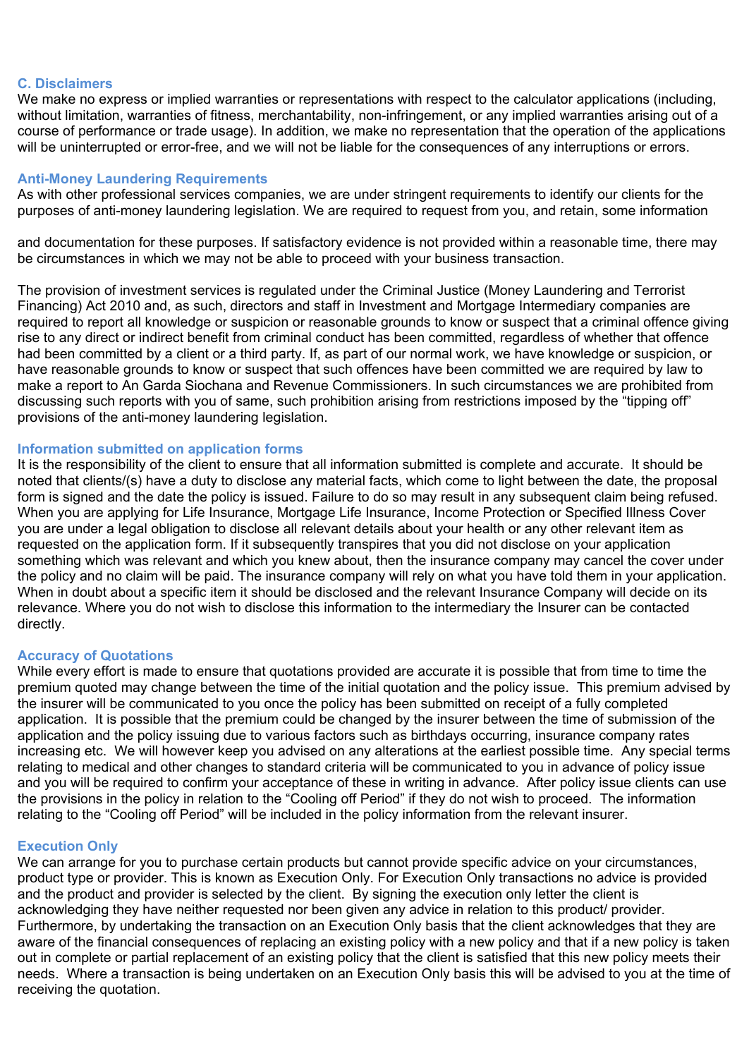### C. Disclaimers

We make no express or implied warranties or representations with respect to the calculator applications (including, without limitation, warranties of fitness, merchantability, non-infringement, or any implied warranties arising out of a course of performance or trade usage). In addition, we make no representation that the operation of the applications will be uninterrupted or error-free, and we will not be liable for the consequences of any interruptions or errors.

### Anti-Money Laundering Requirements

As with other professional services companies, we are under stringent requirements to identify our clients for the purposes of anti-money laundering legislation. We are required to request from you, and retain, some information and documentation for these purposes. If satisfactory evidence is not provided within a reasonable time, there may be circumstances in which we may not be able to proceed with your business transaction.

The provision of investment services is regulated under the Criminal Justice (Money Laundering and Terrorist Financing) Act 2010 and, as such, directors and staff in Investment and Mortgage Intermediary companies are required to report all knowledge or suspicion or reasonable grounds to know or suspect that a criminal offence giving rise to any direct or indirect benefit from criminal conduct has been committed, regardless of whether that offence had been committed by a client or a third party. If, as part of our normal work, we have knowledge or suspicion, or have reasonable grounds to know or suspect that such offences have been committed we are required by law to make a report to An Garda Siochana and Revenue Commissioners. In such circumstances we are prohibited from discussing such reports with you of same, such prohibition arising from restrictions imposed by the "tipping off" provisions of the anti-money laundering legislation.

### Information submitted on application forms

It is the responsibility of the client to ensure that all information submitted is complete and accurate. It should be noted that clients/(s) have a duty to disclose any material facts, which come to light between the date, the proposal form is signed and the date the policy is issued. Failure to do so may result in any subsequent claim being refused. When you are applying for Life Insurance, Mortgage Life Insurance, Income Protection or Specified Illness Cover you are under a legal obligation to disclose all relevant details about your health or any other relevant item as requested on the application form. If it subsequently transpires that you did not disclose on your application something which was relevant and which you knew about, then the insurance company may cancel the cover under the policy and no claim will be paid. The insurance company will rely on what you have told them in your application. When in doubt about a specific item it should be disclosed and the relevant Insurance Company will decide on its relevance. Where you do not wish to disclose this information to the intermediary the Insurer can be contacted directly.

### Accuracy of Quotations

While every effort is made to ensure that quotations provided are accurate it is possible that from time to time the premium quoted may change between the time of the initial quotation and the policy issue. This premium advised by the insurer will be communicated to you once the policy has been submitted on receipt of a fully completed application. It is possible that the premium could be changed by the insurer between the time of submission of the application and the policy issuing due to various factors such as birthdays occurring, insurance company rates increasing etc. We will however keep you advised on any alterations at the earliest possible time. Any special terms relating to medical and other changes to standard criteria will be communicated to you in advance of policy issue and you will be required to confirm your acceptance of these in writing in advance. After policy issue clients can use the provisions in the policy in relation to the "Cooling off Period" if they do not wish to proceed. The information relating to the "Cooling off Period" will be included in the policy information from the relevant insurer.

### Execution Only

We can arrange for you to purchase certain products but cannot provide specific advice on your circumstances, product type or provider. This is known as Execution Only. For Execution Only transactions no advice is provided and the product and provider is selected by the client. By signing the execution only letter the client is acknowledging they have neither requested nor been given any advice in relation to this product/ provider. Furthermore, by undertaking the transaction on an Execution Only basis that the client acknowledges that they are aware of the financial consequences of replacing an existing policy with a new policy and that if a new policy is taken out in complete or partial replacement of an existing policy that the client is satisfied that this new policy meets their needs. Where a transaction is being undertaken on an Execution Only basis this will be advised to you at the time of receiving the quotation.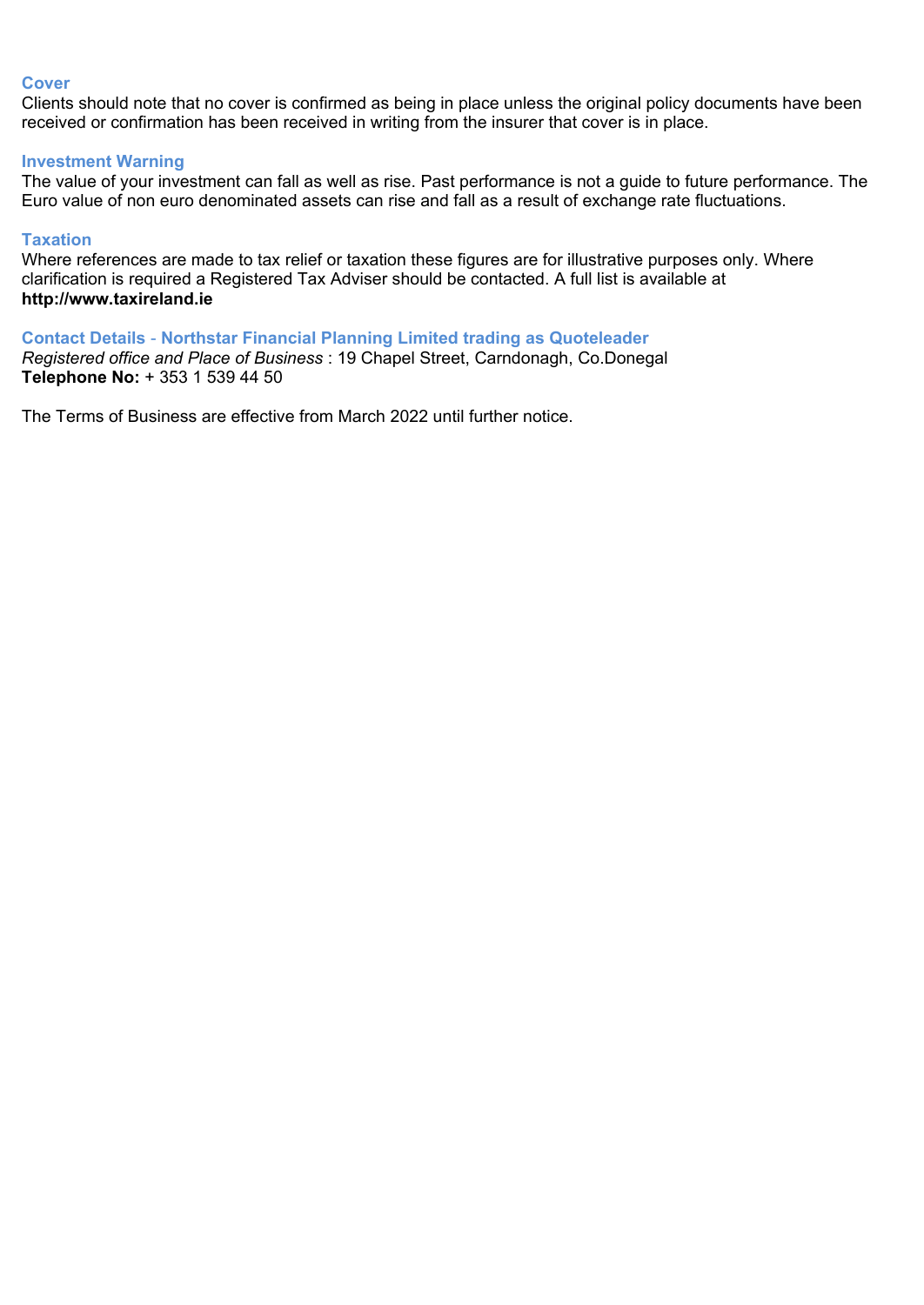### Cover

Clients should note that no cover is confirmed as being in place unless the original policy documents have been received or confirmation has been received in writing from the insurer that cover is in place.

### Investment Warning

The value of your investment can fall as well as rise. Past performance is not a guide to future performance. The Euro value of non euro denominated assets can rise and fall as a result of exchange rate fluctuations.

### Taxation

Where references are made to tax relief or taxation these figures are for illustrative purposes only. Where clarification is required a Registered Tax Adviser should be contacted. A full list is available at **http://www.taxireland.ie**

### Contact Details - Northstar Financial Planning Limited trading as Quoteleader

*Registered office and Place of Business* : 19 Chapel Street, Carndonagh, Co.Donegal
**Telephone No:** + 353 1 539 44 50

The Terms of Business are effective from March 2022 until further notice.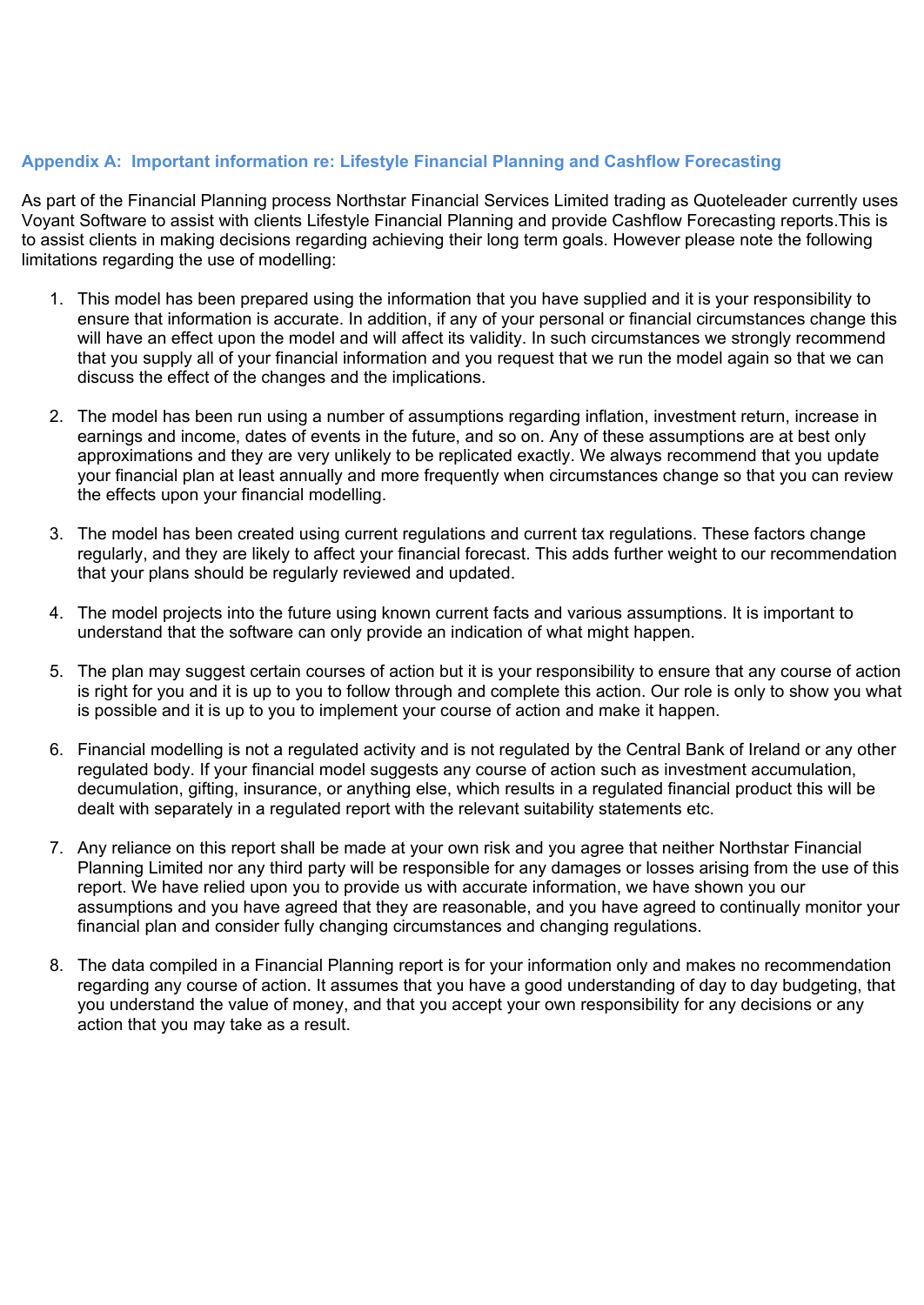## Appendix A: Important information re: Lifestyle Financial Planning and Cashflow Forecasting

As part of the Financial Planning process Northstar Financial Services Limited trading as Quoteleader currently uses Voyant Software to assist with clients Lifestyle Financial Planning and provide Cashflow Forecasting reports.This is to assist clients in making decisions regarding achieving their long term goals. However please note the following limitations regarding the use of modelling:

1. This model has been prepared using the information that you have supplied and it is your responsibility to ensure that information is accurate. In addition, if any of your personal or financial circumstances change this will have an effect upon the model and will affect its validity. In such circumstances we strongly recommend that you supply all of your financial information and you request that we run the model again so that we can discuss the effect of the changes and the implications.

2. The model has been run using a number of assumptions regarding inflation, investment return, increase in earnings and income, dates of events in the future, and so on. Any of these assumptions are at best only approximations and they are very unlikely to be replicated exactly. We always recommend that you update your financial plan at least annually and more frequently when circumstances change so that you can review the effects upon your financial modelling.

3. The model has been created using current regulations and current tax regulations. These factors change regularly, and they are likely to affect your financial forecast. This adds further weight to our recommendation that your plans should be regularly reviewed and updated.

4. The model projects into the future using known current facts and various assumptions. It is important to understand that the software can only provide an indication of what might happen.

5. The plan may suggest certain courses of action but it is your responsibility to ensure that any course of action is right for you and it is up to you to follow through and complete this action. Our role is only to show you what is possible and it is up to you to implement your course of action and make it happen.

6. Financial modelling is not a regulated activity and is not regulated by the Central Bank of Ireland or any other regulated body. If your financial model suggests any course of action such as investment accumulation, decumulation, gifting, insurance, or anything else, which results in a regulated financial product this will be dealt with separately in a regulated report with the relevant suitability statements etc.

7. Any reliance on this report shall be made at your own risk and you agree that neither Northstar Financial Planning Limited nor any third party will be responsible for any damages or losses arising from the use of this report. We have relied upon you to provide us with accurate information, we have shown you our assumptions and you have agreed that they are reasonable, and you have agreed to continually monitor your financial plan and consider fully changing circumstances and changing regulations.

8. The data compiled in a Financial Planning report is for your information only and makes no recommendation regarding any course of action. It assumes that you have a good understanding of day to day budgeting, that you understand the value of money, and that you accept your own responsibility for any decisions or any action that you may take as a result.